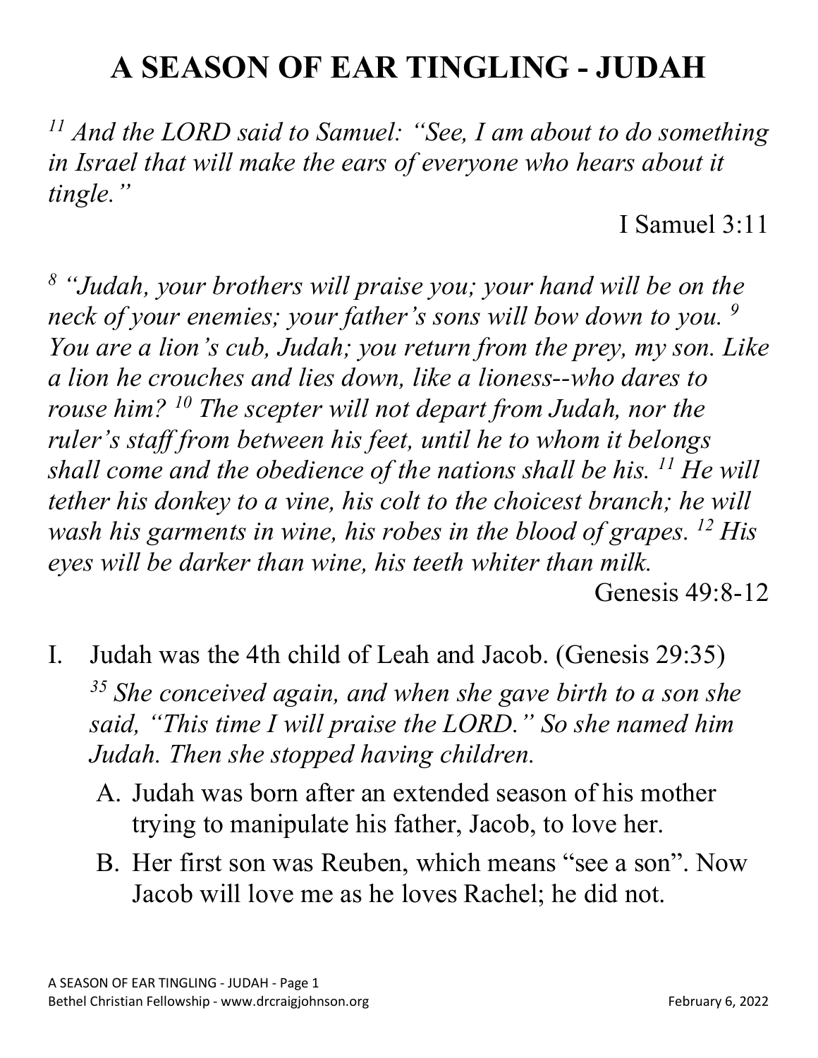# A SEASON OF EAR TINGLING - JUDAH

*[11] And the LORD said to Samuel: "See, I am about to do something in Israel that will make the ears of everyone who hears about it tingle."*

I Samuel 3:11

*[8] "Judah, your brothers will praise you; your hand will be on the neck of your enemies; your father's sons will bow down to you. [9] You are a lion's cub, Judah; you return from the prey, my son. Like a lion he crouches and lies down, like a lioness--who dares to rouse him? [10] The scepter will not depart from Judah, nor the ruler's staff from between his feet, until he to whom it belongs shall come and the obedience of the nations shall be his. [11] He will tether his donkey to a vine, his colt to the choicest branch; he will wash his garments in wine, his robes in the blood of grapes. [12] His eyes will be darker than wine, his teeth whiter than milk.*

Genesis 49:8-12

I. Judah was the 4th child of Leah and Jacob. (Genesis 29:35)

   *[35] She conceived again, and when she gave birth to a son she said, "This time I will praise the LORD." So she named him Judah. Then she stopped having children.*

   A. Judah was born after an extended season of his mother trying to manipulate his father, Jacob, to love her.

   B. Her first son was Reuben, which means "see a son". Now Jacob will love me as he loves Rachel; he did not.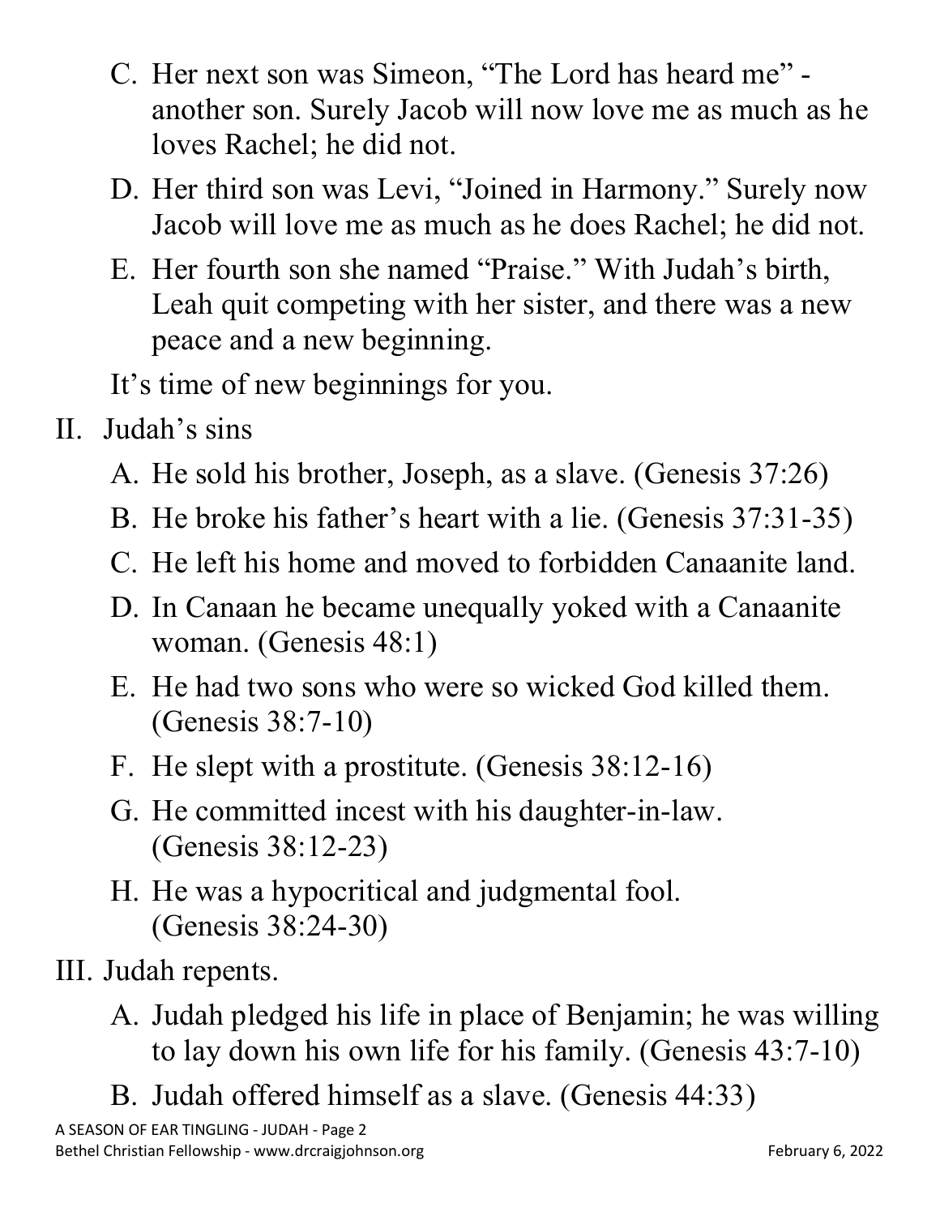C. Her next son was Simeon, “The Lord has heard me” - another son. Surely Jacob will now love me as much as he loves Rachel; he did not.

D. Her third son was Levi, “Joined in Harmony.” Surely now Jacob will love me as much as he does Rachel; he did not.

E. Her fourth son she named “Praise.” With Judah’s birth, Leah quit competing with her sister, and there was a new peace and a new beginning.

It’s time of new beginnings for you.

II. Judah’s sins

A. He sold his brother, Joseph, as a slave. (Genesis 37:26)

B. He broke his father’s heart with a lie. (Genesis 37:31-35)

C. He left his home and moved to forbidden Canaanite land.

D. In Canaan he became unequally yoked with a Canaanite woman. (Genesis 48:1)

E. He had two sons who were so wicked God killed them. (Genesis 38:7-10)

F. He slept with a prostitute. (Genesis 38:12-16)

G. He committed incest with his daughter-in-law. (Genesis 38:12-23)

H. He was a hypocritical and judgmental fool. (Genesis 38:24-30)

III. Judah repents.

A. Judah pledged his life in place of Benjamin; he was willing to lay down his own life for his family. (Genesis 43:7-10)

B. Judah offered himself as a slave. (Genesis 44:33)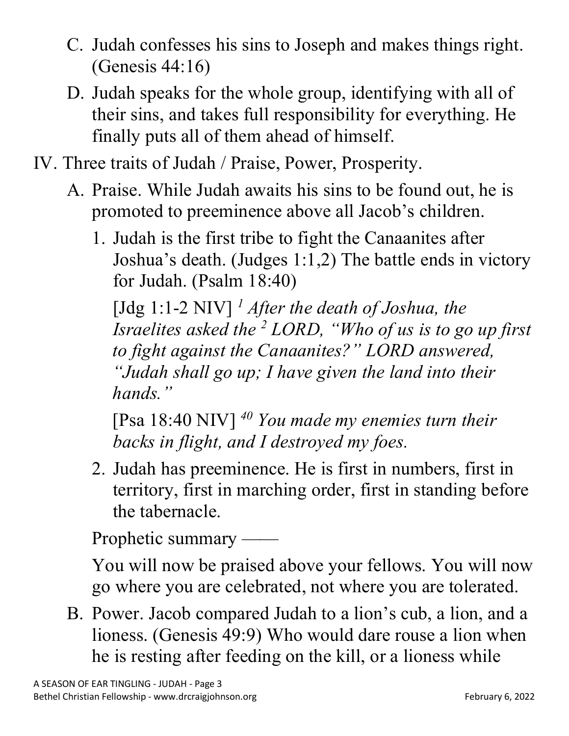C. Judah confesses his sins to Joseph and makes things right. (Genesis 44:16)

D. Judah speaks for the whole group, identifying with all of their sins, and takes full responsibility for everything. He finally puts all of them ahead of himself.

IV. Three traits of Judah / Praise, Power, Prosperity.

A. Praise. While Judah awaits his sins to be found out, he is promoted to preeminence above all Jacob's children.

1. Judah is the first tribe to fight the Canaanites after Joshua's death. (Judges 1:1,2) The battle ends in victory for Judah. (Psalm 18:40)

   [Jdg 1:1-2 NIV] [1] *After the death of Joshua, the Israelites asked the* [2] *LORD, "Who of us is to go up first to fight against the Canaanites?" LORD answered, "Judah shall go up; I have given the land into their hands."*

   [Psa 18:40 NIV] [40] *You made my enemies turn their backs in flight, and I destroyed my foes.*

2. Judah has preeminence. He is first in numbers, first in territory, first in marching order, first in standing before the tabernacle.

Prophetic summary ——

You will now be praised above your fellows. You will now go where you are celebrated, not where you are tolerated.

B. Power. Jacob compared Judah to a lion's cub, a lion, and a lioness. (Genesis 49:9) Who would dare rouse a lion when he is resting after feeding on the kill, or a lioness while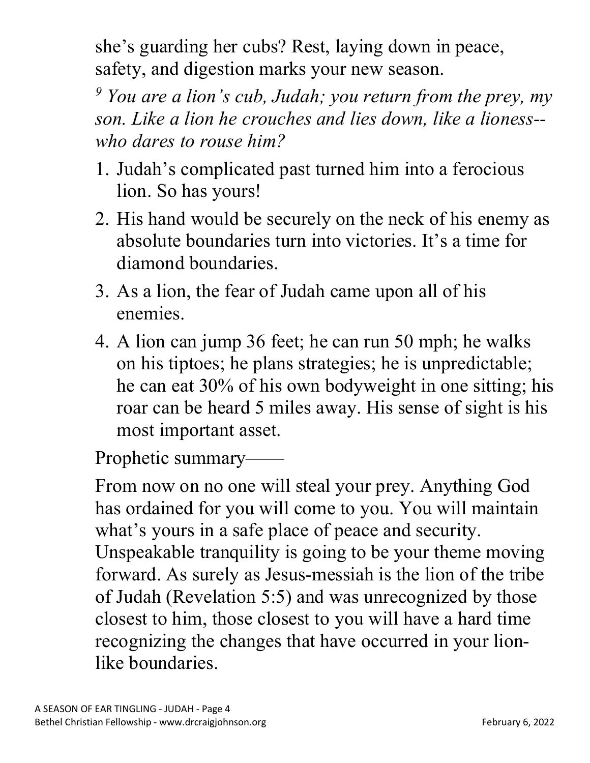she's guarding her cubs? Rest, laying down in peace, safety, and digestion marks your new season.

*[9] You are a lion's cub, Judah; you return from the prey, my son. Like a lion he crouches and lies down, like a lioness--who dares to rouse him?*

1. Judah's complicated past turned him into a ferocious lion. So has yours!
2. His hand would be securely on the neck of his enemy as absolute boundaries turn into victories. It's a time for diamond boundaries.
3. As a lion, the fear of Judah came upon all of his enemies.
4. A lion can jump 36 feet; he can run 50 mph; he walks on his tiptoes; he plans strategies; he is unpredictable; he can eat 30% of his own bodyweight in one sitting; his roar can be heard 5 miles away. His sense of sight is his most important asset.

Prophetic summary——

From now on no one will steal your prey. Anything God has ordained for you will come to you. You will maintain what's yours in a safe place of peace and security. Unspeakable tranquility is going to be your theme moving forward. As surely as Jesus-messiah is the lion of the tribe of Judah (Revelation 5:5) and was unrecognized by those closest to him, those closest to you will have a hard time recognizing the changes that have occurred in your lion-like boundaries.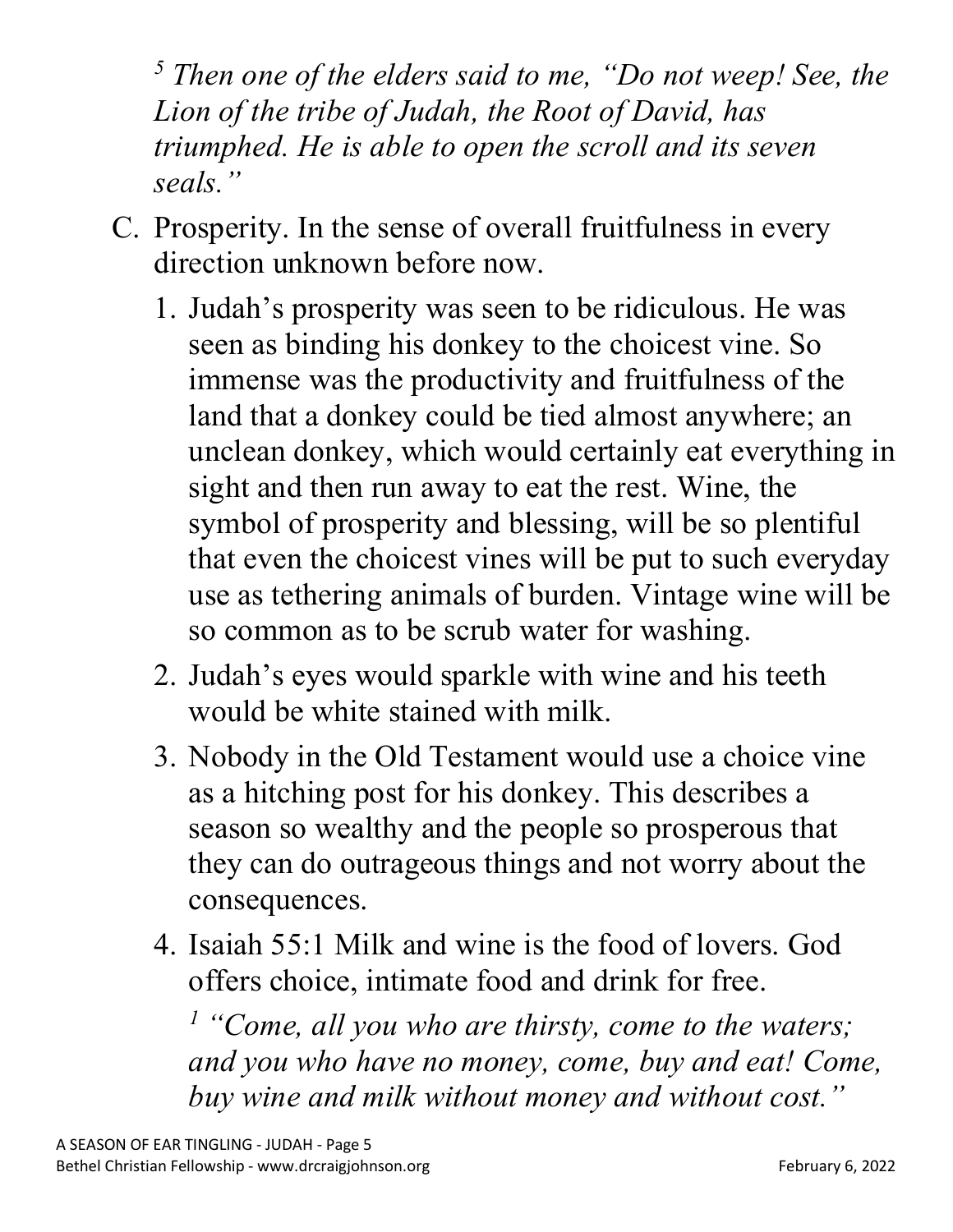*[5] Then one of the elders said to me, "Do not weep! See, the Lion of the tribe of Judah, the Root of David, has triumphed. He is able to open the scroll and its seven seals."*

C. Prosperity. In the sense of overall fruitfulness in every direction unknown before now.

1. Judah's prosperity was seen to be ridiculous. He was seen as binding his donkey to the choicest vine. So immense was the productivity and fruitfulness of the land that a donkey could be tied almost anywhere; an unclean donkey, which would certainly eat everything in sight and then run away to eat the rest. Wine, the symbol of prosperity and blessing, will be so plentiful that even the choicest vines will be put to such everyday use as tethering animals of burden. Vintage wine will be so common as to be scrub water for washing.
2. Judah's eyes would sparkle with wine and his teeth would be white stained with milk.
3. Nobody in the Old Testament would use a choice vine as a hitching post for his donkey. This describes a season so wealthy and the people so prosperous that they can do outrageous things and not worry about the consequences.
4. Isaiah 55:1 Milk and wine is the food of lovers. God offers choice, intimate food and drink for free.

   *[1] "Come, all you who are thirsty, come to the waters; and you who have no money, come, buy and eat! Come, buy wine and milk without money and without cost."*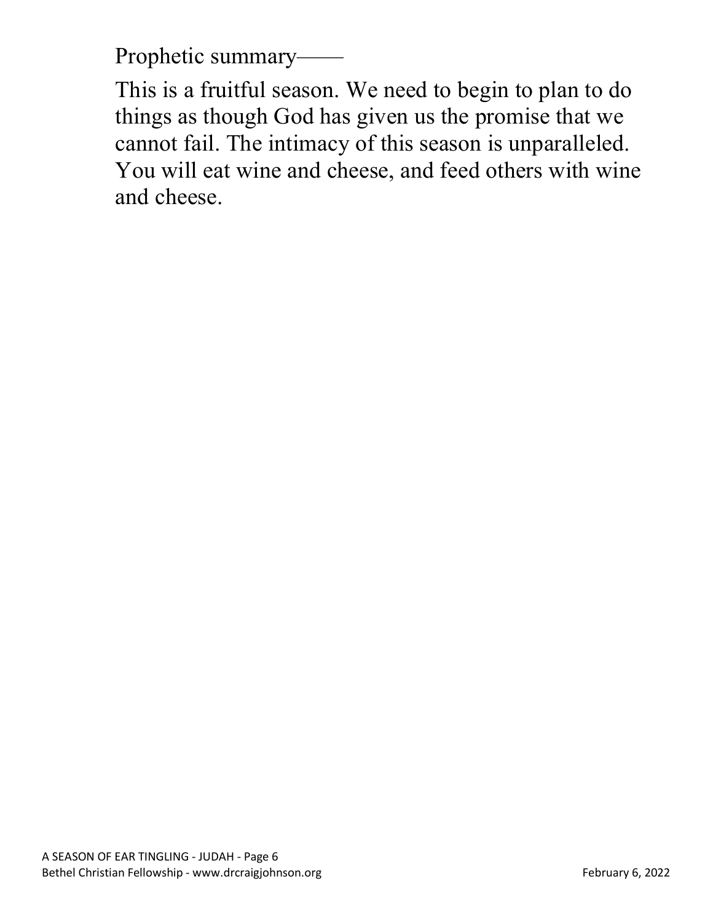Prophetic summary——

This is a fruitful season. We need to begin to plan to do things as though God has given us the promise that we cannot fail. The intimacy of this season is unparalleled. You will eat wine and cheese, and feed others with wine and cheese.